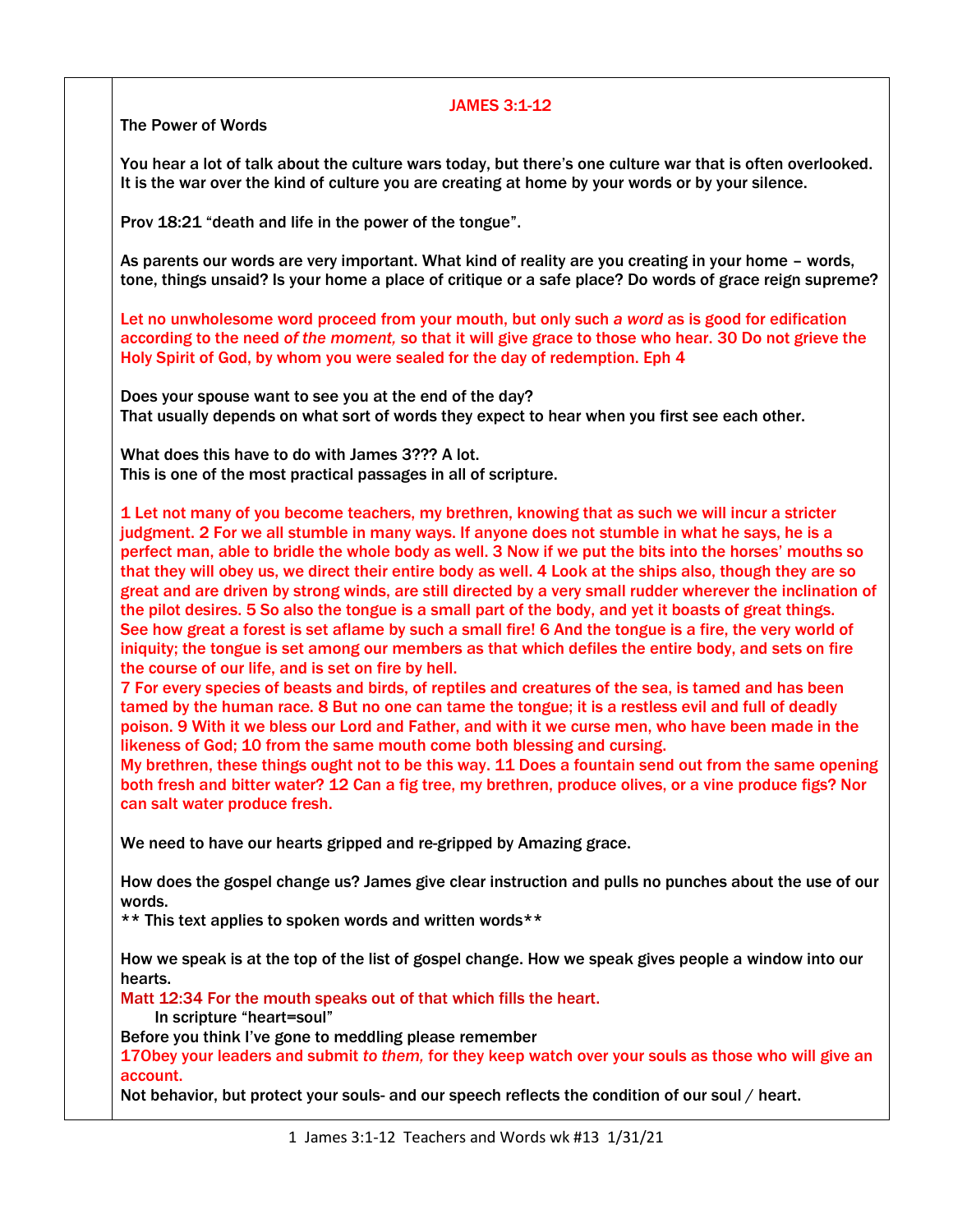## JAMES 3:1-12

The Power of Words

You hear a lot of talk about the culture wars today, but there's one culture war that is often overlooked. It is the war over the kind of culture you are creating at home by your words or by your silence.

Prov 18:21 "death and life in the power of the tongue".

As parents our words are very important. What kind of reality are you creating in your home – words, tone, things unsaid? Is your home a place of critique or a safe place? Do words of grace reign supreme?

Let no unwholesome word proceed from your mouth, but only such *a word* as is good for edification according to the need *of the moment,* so that it will give grace to those who hear. 30 Do not grieve the Holy Spirit of God, by whom you were sealed for the day of redemption. Eph 4

Does your spouse want to see you at the end of the day?
That usually depends on what sort of words they expect to hear when you first see each other.

What does this have to do with James 3??? A lot.
This is one of the most practical passages in all of scripture.

1 Let not many of you become teachers, my brethren, knowing that as such we will incur a stricter judgment. 2 For we all stumble in many ways. If anyone does not stumble in what he says, he is a perfect man, able to bridle the whole body as well. 3 Now if we put the bits into the horses' mouths so that they will obey us, we direct their entire body as well. 4 Look at the ships also, though they are so great and are driven by strong winds, are still directed by a very small rudder wherever the inclination of the pilot desires. 5 So also the tongue is a small part of the body, and yet it boasts of great things. See how great a forest is set aflame by such a small fire! 6 And the tongue is a fire, the very world of iniquity; the tongue is set among our members as that which defiles the entire body, and sets on fire the course of our life, and is set on fire by hell.
7 For every species of beasts and birds, of reptiles and creatures of the sea, is tamed and has been tamed by the human race. 8 But no one can tame the tongue; it is a restless evil and full of deadly poison. 9 With it we bless our Lord and Father, and with it we curse men, who have been made in the likeness of God; 10 from the same mouth come both blessing and cursing.
My brethren, these things ought not to be this way. 11 Does a fountain send out from the same opening both fresh and bitter water? 12 Can a fig tree, my brethren, produce olives, or a vine produce figs? Nor can salt water produce fresh.

We need to have our hearts gripped and re-gripped by Amazing grace.

How does the gospel change us? James give clear instruction and pulls no punches about the use of our words.
** This text applies to spoken words and written words**

How we speak is at the top of the list of gospel change. How we speak gives people a window into our hearts.
Matt 12:34 For the mouth speaks out of that which fills the heart.
In scripture "heart=soul"
Before you think I've gone to meddling please remember
17Obey your leaders and submit *to them,* for they keep watch over your souls as those who will give an account.
Not behavior, but protect your souls- and our speech reflects the condition of our soul / heart.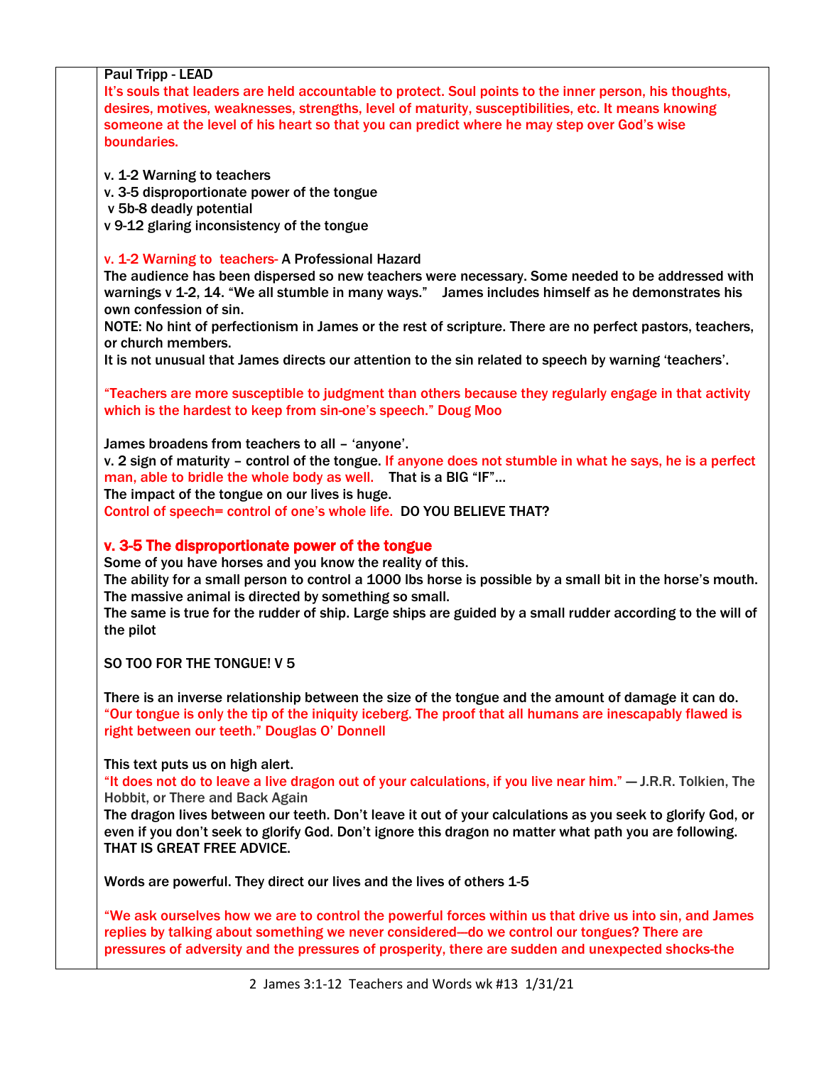Paul Tripp - LEAD

It's souls that leaders are held accountable to protect. Soul points to the inner person, his thoughts, desires, motives, weaknesses, strengths, level of maturity, susceptibilities, etc. It means knowing someone at the level of his heart so that you can predict where he may step over God's wise boundaries.

v. 1-2 Warning to teachers
v. 3-5 disproportionate power of the tongue
v 5b-8 deadly potential
v 9-12 glaring inconsistency of the tongue

v. 1-2 Warning to teachers- A Professional Hazard

The audience has been dispersed so new teachers were necessary. Some needed to be addressed with warnings v 1-2, 14. "We all stumble in many ways." James includes himself as he demonstrates his own confession of sin.

NOTE: No hint of perfectionism in James or the rest of scripture. There are no perfect pastors, teachers, or church members.

It is not unusual that James directs our attention to the sin related to speech by warning 'teachers'.

"Teachers are more susceptible to judgment than others because they regularly engage in that activity which is the hardest to keep from sin-one's speech." Doug Moo

James broadens from teachers to all – 'anyone'.

v. 2 sign of maturity – control of the tongue. If anyone does not stumble in what he says, he is a perfect man, able to bridle the whole body as well. That is a BIG "IF"…

The impact of the tongue on our lives is huge.

Control of speech= control of one's whole life. DO YOU BELIEVE THAT?

**v. 3-5 The disproportionate power of the tongue**

Some of you have horses and you know the reality of this.

The ability for a small person to control a 1000 lbs horse is possible by a small bit in the horse's mouth. The massive animal is directed by something so small.

The same is true for the rudder of ship. Large ships are guided by a small rudder according to the will of the pilot

SO TOO FOR THE TONGUE! V 5

There is an inverse relationship between the size of the tongue and the amount of damage it can do.
"Our tongue is only the tip of the iniquity iceberg. The proof that all humans are inescapably flawed is right between our teeth." Douglas O' Donnell

This text puts us on high alert.

"It does not do to leave a live dragon out of your calculations, if you live near him." ― J.R.R. Tolkien, The Hobbit, or There and Back Again

The dragon lives between our teeth. Don't leave it out of your calculations as you seek to glorify God, or even if you don't seek to glorify God. Don't ignore this dragon no matter what path you are following. THAT IS GREAT FREE ADVICE.

Words are powerful. They direct our lives and the lives of others 1-5

"We ask ourselves how we are to control the powerful forces within us that drive us into sin, and James replies by talking about something we never considered—do we control our tongues? There are pressures of adversity and the pressures of prosperity, there are sudden and unexpected shocks-the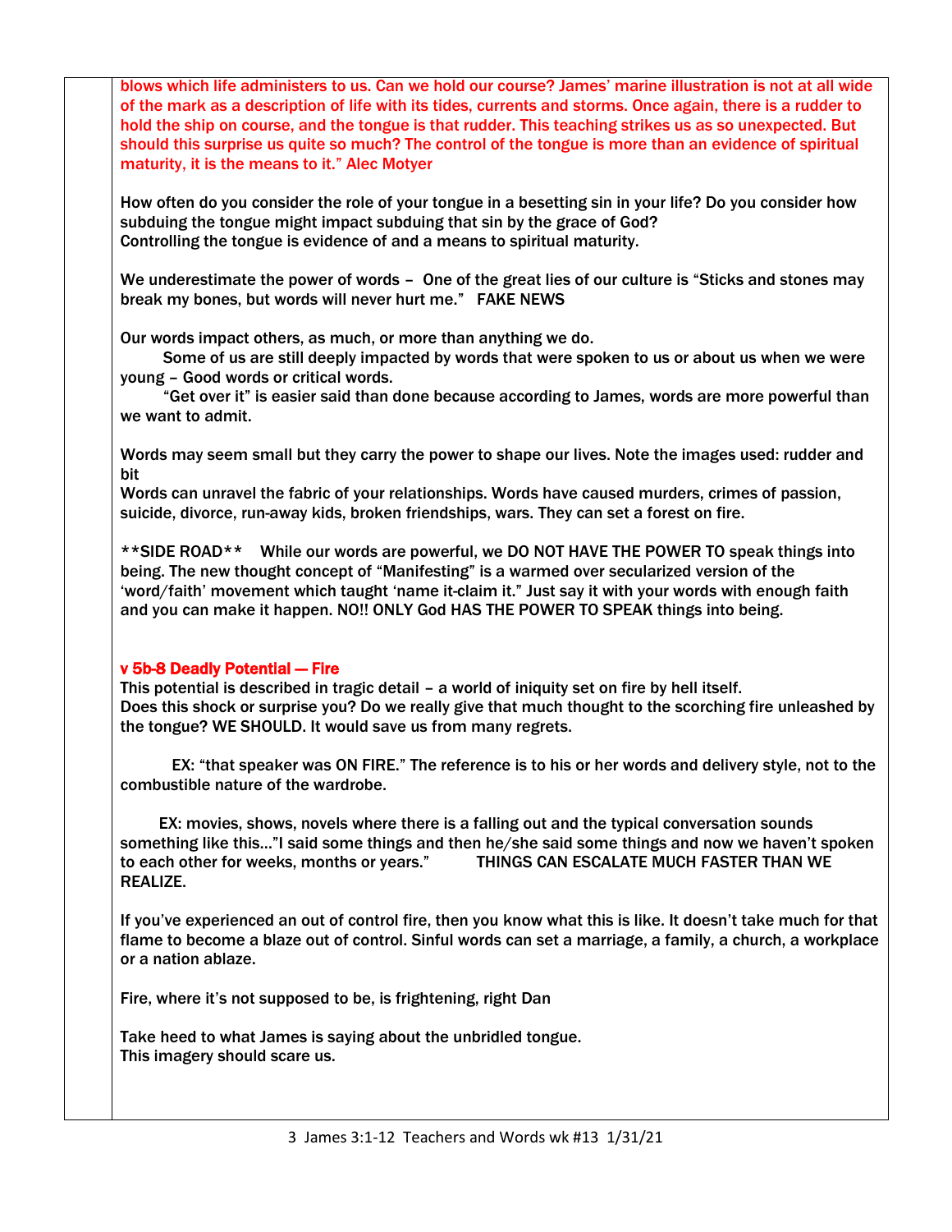blows which life administers to us. Can we hold our course? James' marine illustration is not at all wide of the mark as a description of life with its tides, currents and storms. Once again, there is a rudder to hold the ship on course, and the tongue is that rudder. This teaching strikes us as so unexpected. But should this surprise us quite so much? The control of the tongue is more than an evidence of spiritual maturity, it is the means to it." Alec Motyer

How often do you consider the role of your tongue in a besetting sin in your life? Do you consider how subduing the tongue might impact subduing that sin by the grace of God?
Controlling the tongue is evidence of and a means to spiritual maturity.

We underestimate the power of words – One of the great lies of our culture is "Sticks and stones may break my bones, but words will never hurt me." FAKE NEWS

Our words impact others, as much, or more than anything we do.
Some of us are still deeply impacted by words that were spoken to us or about us when we were young – Good words or critical words.
"Get over it" is easier said than done because according to James, words are more powerful than we want to admit.

Words may seem small but they carry the power to shape our lives. Note the images used: rudder and bit
Words can unravel the fabric of your relationships. Words have caused murders, crimes of passion, suicide, divorce, run-away kids, broken friendships, wars. They can set a forest on fire.

**SIDE ROAD** While our words are powerful, we DO NOT HAVE THE POWER TO speak things into being. The new thought concept of "Manifesting" is a warmed over secularized version of the 'word/faith' movement which taught 'name it-claim it." Just say it with your words with enough faith and you can make it happen. NO!! ONLY God HAS THE POWER TO SPEAK things into being.

### v 5b-8 Deadly Potential — Fire

This potential is described in tragic detail – a world of iniquity set on fire by hell itself.
Does this shock or surprise you? Do we really give that much thought to the scorching fire unleashed by the tongue? WE SHOULD. It would save us from many regrets.

EX: "that speaker was ON FIRE." The reference is to his or her words and delivery style, not to the combustible nature of the wardrobe.

EX: movies, shows, novels where there is a falling out and the typical conversation sounds something like this…"I said some things and then he/she said some things and now we haven't spoken to each other for weeks, months or years." THINGS CAN ESCALATE MUCH FASTER THAN WE REALIZE.

If you've experienced an out of control fire, then you know what this is like. It doesn't take much for that flame to become a blaze out of control. Sinful words can set a marriage, a family, a church, a workplace or a nation ablaze.

Fire, where it's not supposed to be, is frightening, right Dan

Take heed to what James is saying about the unbridled tongue.
This imagery should scare us.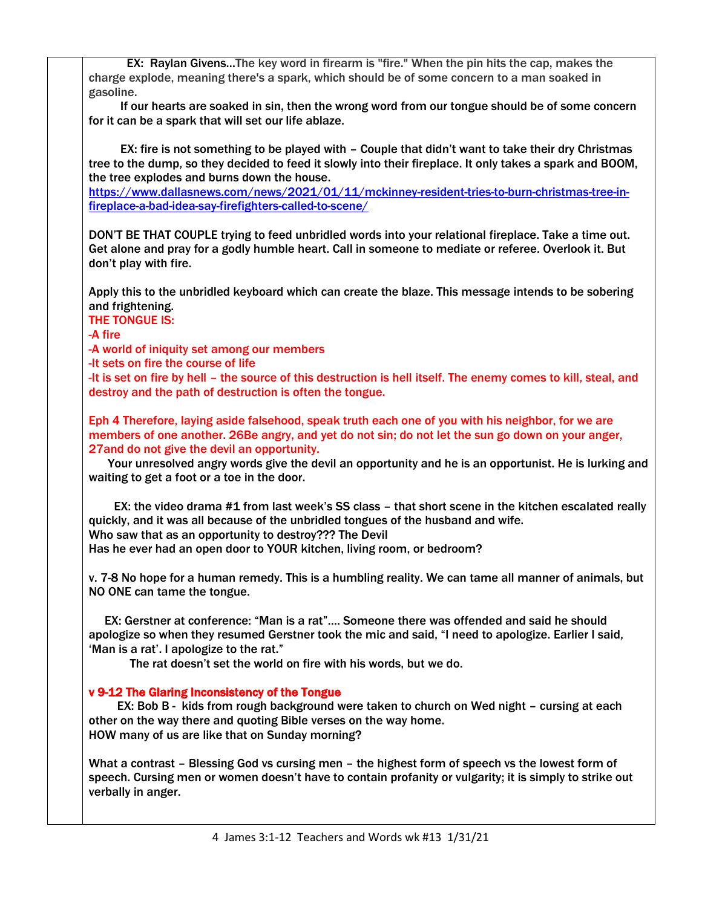EX: Raylan Givens…The key word in firearm is "fire." When the pin hits the cap, makes the charge explode, meaning there's a spark, which should be of some concern to a man soaked in gasoline.

If our hearts are soaked in sin, then the wrong word from our tongue should be of some concern for it can be a spark that will set our life ablaze.

EX: fire is not something to be played with – Couple that didn't want to take their dry Christmas tree to the dump, so they decided to feed it slowly into their fireplace. It only takes a spark and BOOM, the tree explodes and burns down the house.
https://www.dallasnews.com/news/2021/01/11/mckinney-resident-tries-to-burn-christmas-tree-in-fireplace-a-bad-idea-say-firefighters-called-to-scene/

DON'T BE THAT COUPLE trying to feed unbridled words into your relational fireplace. Take a time out. Get alone and pray for a godly humble heart. Call in someone to mediate or referee. Overlook it. But don't play with fire.

Apply this to the unbridled keyboard which can create the blaze. This message intends to be sobering and frightening.

THE TONGUE IS:

-A fire

-A world of iniquity set among our members

-It sets on fire the course of life

-It is set on fire by hell – the source of this destruction is hell itself. The enemy comes to kill, steal, and destroy and the path of destruction is often the tongue.

Eph 4 Therefore, laying aside falsehood, speak truth each one of you with his neighbor, for we are members of one another. 26Be angry, and yet do not sin; do not let the sun go down on your anger, 27and do not give the devil an opportunity.

Your unresolved angry words give the devil an opportunity and he is an opportunist. He is lurking and waiting to get a foot or a toe in the door.

EX: the video drama #1 from last week's SS class – that short scene in the kitchen escalated really quickly, and it was all because of the unbridled tongues of the husband and wife.
Who saw that as an opportunity to destroy??? The Devil
Has he ever had an open door to YOUR kitchen, living room, or bedroom?

v. 7-8 No hope for a human remedy. This is a humbling reality. We can tame all manner of animals, but NO ONE can tame the tongue.

EX: Gerstner at conference: "Man is a rat"…. Someone there was offended and said he should apologize so when they resumed Gerstner took the mic and said, "I need to apologize. Earlier I said, 'Man is a rat'. I apologize to the rat."

The rat doesn't set the world on fire with his words, but we do.

**v 9-12 The Glaring Inconsistency of the Tongue**

EX: Bob B - kids from rough background were taken to church on Wed night – cursing at each other on the way there and quoting Bible verses on the way home.
HOW many of us are like that on Sunday morning?

What a contrast – Blessing God vs cursing men – the highest form of speech vs the lowest form of speech. Cursing men or women doesn't have to contain profanity or vulgarity; it is simply to strike out verbally in anger.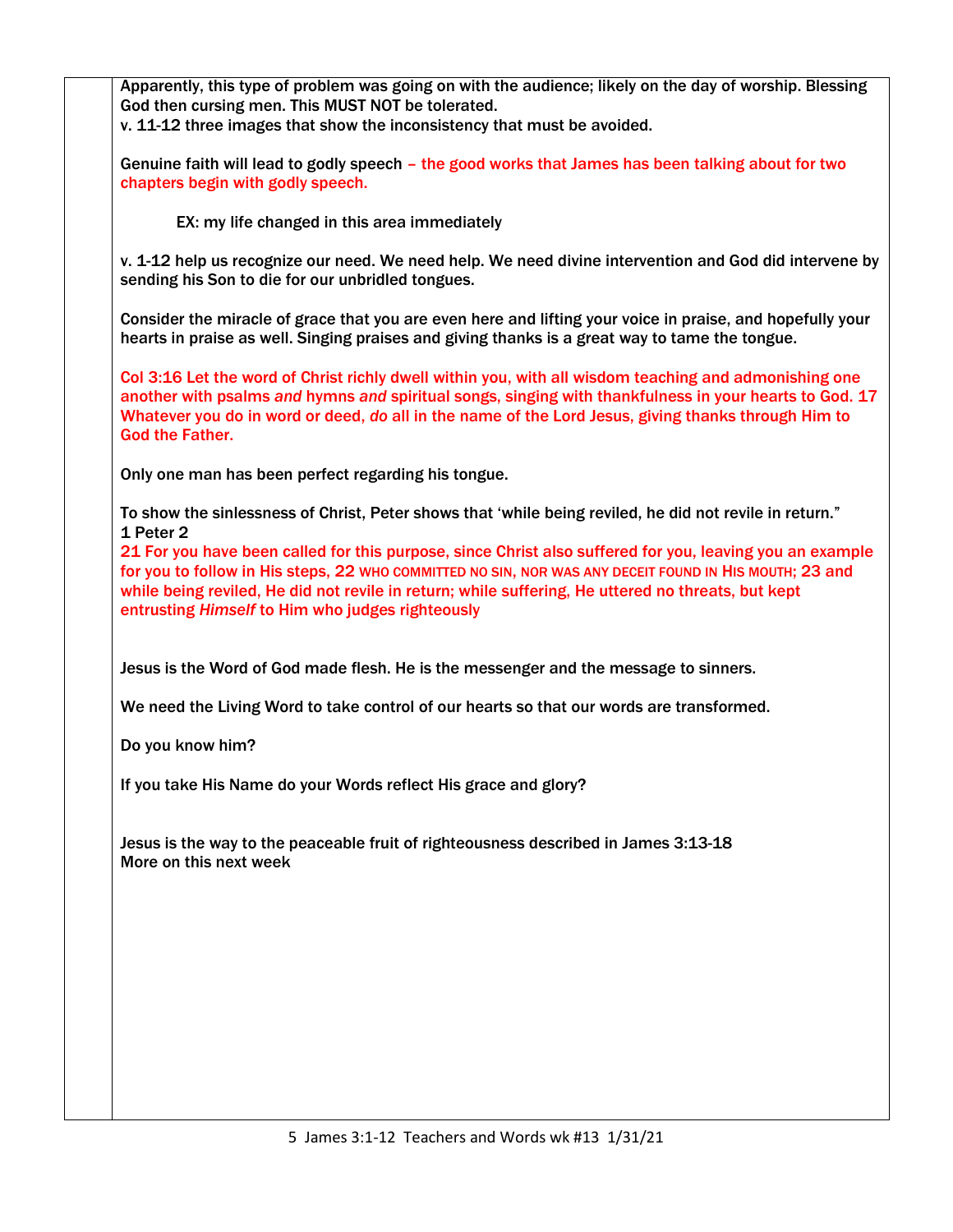Apparently, this type of problem was going on with the audience; likely on the day of worship. Blessing God then cursing men. This MUST NOT be tolerated.
v. 11-12 three images that show the inconsistency that must be avoided.

Genuine faith will lead to godly speech – the good works that James has been talking about for two chapters begin with godly speech.

EX: my life changed in this area immediately

v. 1-12 help us recognize our need. We need help. We need divine intervention and God did intervene by sending his Son to die for our unbridled tongues.

Consider the miracle of grace that you are even here and lifting your voice in praise, and hopefully your hearts in praise as well. Singing praises and giving thanks is a great way to tame the tongue.

Col 3:16 Let the word of Christ richly dwell within you, with all wisdom teaching and admonishing one another with psalms *and* hymns *and* spiritual songs, singing with thankfulness in your hearts to God. 17 Whatever you do in word or deed, *do* all in the name of the Lord Jesus, giving thanks through Him to God the Father.

Only one man has been perfect regarding his tongue.

To show the sinlessness of Christ, Peter shows that 'while being reviled, he did not revile in return."
1 Peter 2
21 For you have been called for this purpose, since Christ also suffered for you, leaving you an example for you to follow in His steps, 22 WHO COMMITTED NO SIN, NOR WAS ANY DECEIT FOUND IN HIS MOUTH; 23 and while being reviled, He did not revile in return; while suffering, He uttered no threats, but kept entrusting *Himself* to Him who judges righteously

Jesus is the Word of God made flesh. He is the messenger and the message to sinners.

We need the Living Word to take control of our hearts so that our words are transformed.

Do you know him?

If you take His Name do your Words reflect His grace and glory?

Jesus is the way to the peaceable fruit of righteousness described in James 3:13-18
More on this next week